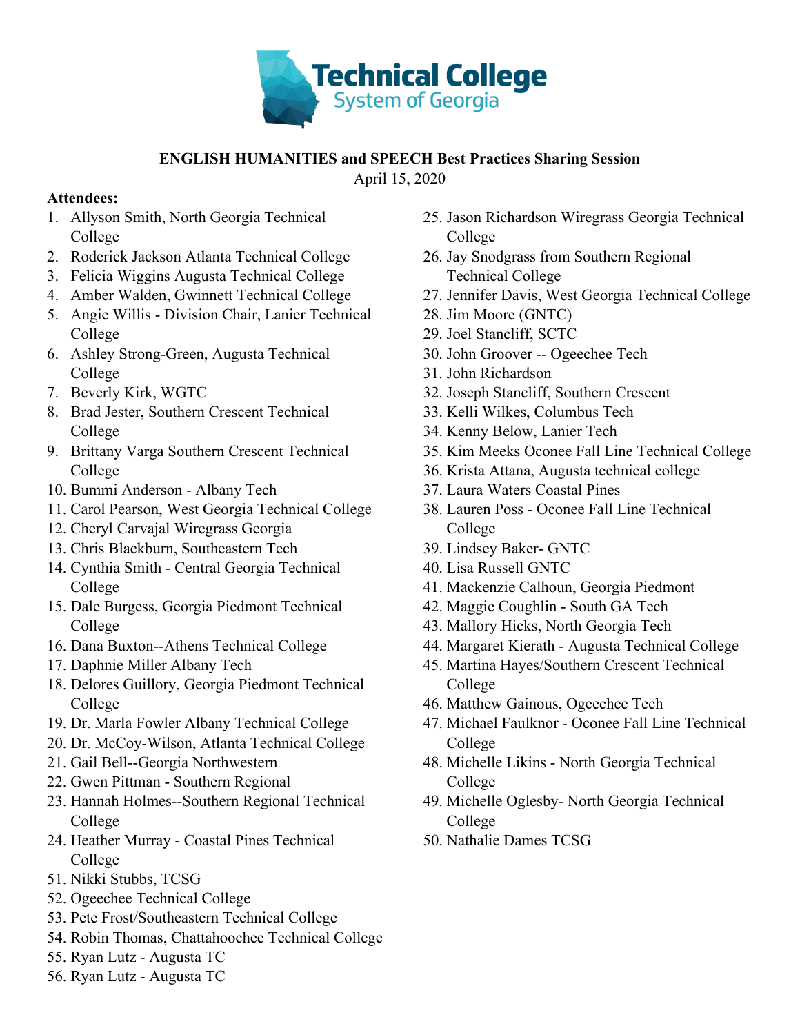Technical College System of Georgia

**ENGLISH HUMANITIES and SPEECH Best Practices Sharing Session**

April 15, 2020

**Attendees:**

1. Allyson Smith, North Georgia Technical College
2. Roderick Jackson Atlanta Technical College
3. Felicia Wiggins Augusta Technical College
4. Amber Walden, Gwinnett Technical College
5. Angie Willis - Division Chair, Lanier Technical College
6. Ashley Strong-Green, Augusta Technical College
7. Beverly Kirk, WGTC
8. Brad Jester, Southern Crescent Technical College
9. Brittany Varga Southern Crescent Technical College
10. Bummi Anderson - Albany Tech
11. Carol Pearson, West Georgia Technical College
12. Cheryl Carvajal Wiregrass Georgia
13. Chris Blackburn, Southeastern Tech
14. Cynthia Smith - Central Georgia Technical College
15. Dale Burgess, Georgia Piedmont Technical College
16. Dana Buxton--Athens Technical College
17. Daphnie Miller Albany Tech
18. Delores Guillory, Georgia Piedmont Technical College
19. Dr. Marla Fowler Albany Technical College
20. Dr. McCoy-Wilson, Atlanta Technical College
21. Gail Bell--Georgia Northwestern
22. Gwen Pittman - Southern Regional
23. Hannah Holmes--Southern Regional Technical College
24. Heather Murray - Coastal Pines Technical College
25. Jason Richardson Wiregrass Georgia Technical College
26. Jay Snodgrass from Southern Regional Technical College
27. Jennifer Davis, West Georgia Technical College
28. Jim Moore (GNTC)
29. Joel Stancliff, SCTC
30. John Groover -- Ogeechee Tech
31. John Richardson
32. Joseph Stancliff, Southern Crescent
33. Kelli Wilkes, Columbus Tech
34. Kenny Below, Lanier Tech
35. Kim Meeks Oconee Fall Line Technical College
36. Krista Attana, Augusta technical college
37. Laura Waters Coastal Pines
38. Lauren Poss - Oconee Fall Line Technical College
39. Lindsey Baker- GNTC
40. Lisa Russell GNTC
41. Mackenzie Calhoun, Georgia Piedmont
42. Maggie Coughlin - South GA Tech
43. Mallory Hicks, North Georgia Tech
44. Margaret Kierath - Augusta Technical College
45. Martina Hayes/Southern Crescent Technical College
46. Matthew Gainous, Ogeechee Tech
47. Michael Faulknor - Oconee Fall Line Technical College
48. Michelle Likins - North Georgia Technical College
49. Michelle Oglesby- North Georgia Technical College
50. Nathalie Dames TCSG
51. Nikki Stubbs, TCSG
52. Ogeechee Technical College
53. Pete Frost/Southeastern Technical College
54. Robin Thomas, Chattahoochee Technical College
55. Ryan Lutz - Augusta TC
56. Ryan Lutz - Augusta TC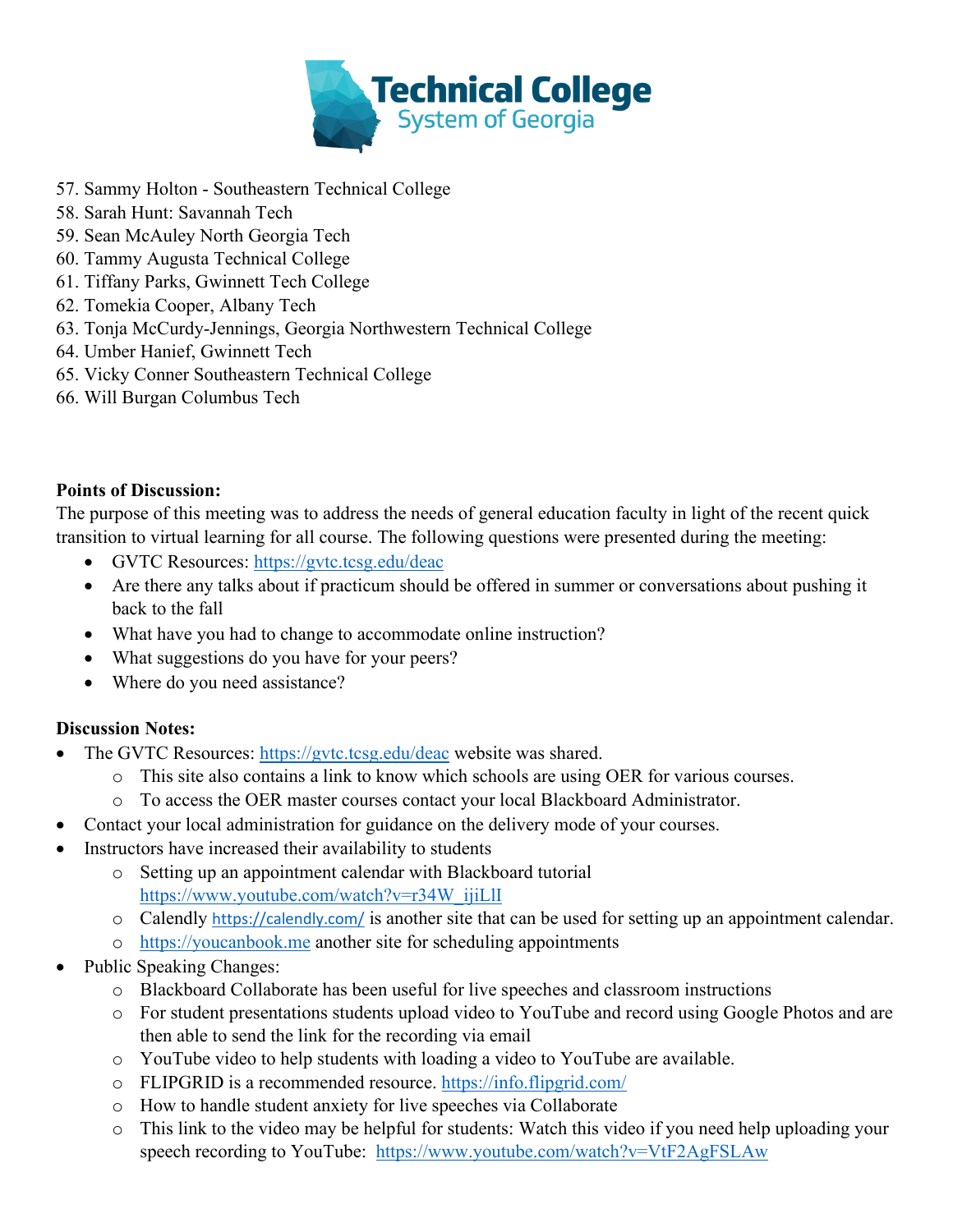57. Sammy Holton - Southeastern Technical College
58. Sarah Hunt: Savannah Tech
59. Sean McAuley North Georgia Tech
60. Tammy Augusta Technical College
61. Tiffany Parks, Gwinnett Tech College
62. Tomekia Cooper, Albany Tech
63. Tonja McCurdy-Jennings, Georgia Northwestern Technical College
64. Umber Hanief, Gwinnett Tech
65. Vicky Conner Southeastern Technical College
66. Will Burgan Columbus Tech

**Points of Discussion:**

The purpose of this meeting was to address the needs of general education faculty in light of the recent quick transition to virtual learning for all course. The following questions were presented during the meeting:

- GVTC Resources: https://gvtc.tcsg.edu/deac
- Are there any talks about if practicum should be offered in summer or conversations about pushing it back to the fall
- What have you had to change to accommodate online instruction?
- What suggestions do you have for your peers?
- Where do you need assistance?

**Discussion Notes:**

- The GVTC Resources: https://gvtc.tcsg.edu/deac website was shared.
  - This site also contains a link to know which schools are using OER for various courses.
  - To access the OER master courses contact your local Blackboard Administrator.
- Contact your local administration for guidance on the delivery mode of your courses.
- Instructors have increased their availability to students
  - Setting up an appointment calendar with Blackboard tutorial https://www.youtube.com/watch?v=r34W_ijiLlI
  - Calendly https://calendly.com/ is another site that can be used for setting up an appointment calendar.
  - https://youcanbook.me another site for scheduling appointments
- Public Speaking Changes:
  - Blackboard Collaborate has been useful for live speeches and classroom instructions
  - For student presentations students upload video to YouTube and record using Google Photos and are then able to send the link for the recording via email
  - YouTube video to help students with loading a video to YouTube are available.
  - FLIPGRID is a recommended resource. https://info.flipgrid.com/
  - How to handle student anxiety for live speeches via Collaborate
  - This link to the video may be helpful for students: Watch this video if you need help uploading your speech recording to YouTube: https://www.youtube.com/watch?v=VtF2AgFSLAw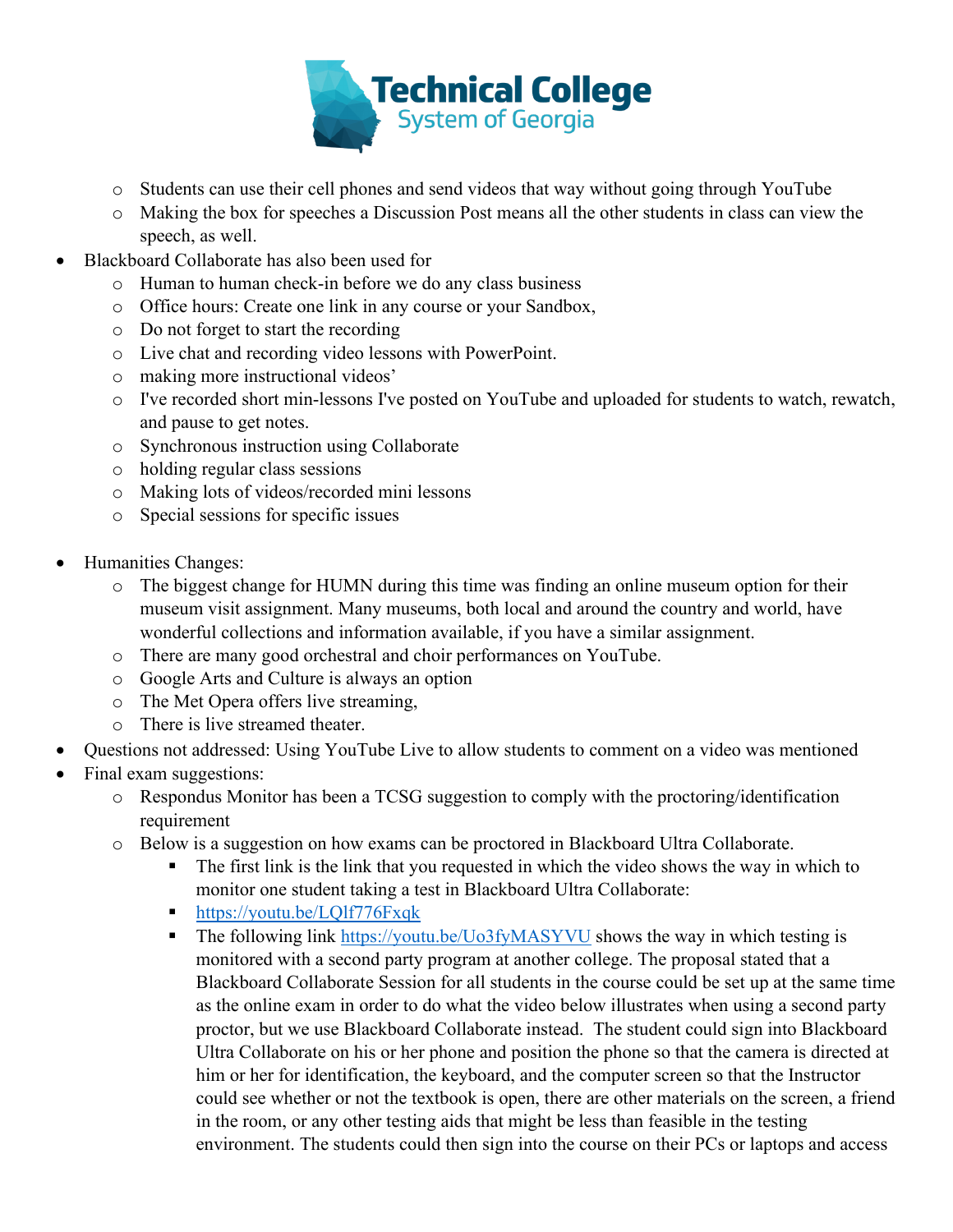- Students can use their cell phones and send videos that way without going through YouTube
  - Making the box for speeches a Discussion Post means all the other students in class can view the speech, as well.
- Blackboard Collaborate has also been used for
  - Human to human check-in before we do any class business
  - Office hours: Create one link in any course or your Sandbox,
  - Do not forget to start the recording
  - Live chat and recording video lessons with PowerPoint.
  - making more instructional videos'
  - I've recorded short min-lessons I've posted on YouTube and uploaded for students to watch, rewatch, and pause to get notes.
  - Synchronous instruction using Collaborate
  - holding regular class sessions
  - Making lots of videos/recorded mini lessons
  - Special sessions for specific issues

- Humanities Changes:
  - The biggest change for HUMN during this time was finding an online museum option for their museum visit assignment. Many museums, both local and around the country and world, have wonderful collections and information available, if you have a similar assignment.
  - There are many good orchestral and choir performances on YouTube.
  - Google Arts and Culture is always an option
  - The Met Opera offers live streaming,
  - There is live streamed theater.
- Questions not addressed: Using YouTube Live to allow students to comment on a video was mentioned
- Final exam suggestions:
  - Respondus Monitor has been a TCSG suggestion to comply with the proctoring/identification requirement
  - Below is a suggestion on how exams can be proctored in Blackboard Ultra Collaborate.
    - The first link is the link that you requested in which the video shows the way in which to monitor one student taking a test in Blackboard Ultra Collaborate:
    - https://youtu.be/LQlf776Fxqk
    - The following link https://youtu.be/Uo3fyMASYVU shows the way in which testing is monitored with a second party program at another college. The proposal stated that a Blackboard Collaborate Session for all students in the course could be set up at the same time as the online exam in order to do what the video below illustrates when using a second party proctor, but we use Blackboard Collaborate instead. The student could sign into Blackboard Ultra Collaborate on his or her phone and position the phone so that the camera is directed at him or her for identification, the keyboard, and the computer screen so that the Instructor could see whether or not the textbook is open, there are other materials on the screen, a friend in the room, or any other testing aids that might be less than feasible in the testing environment. The students could then sign into the course on their PCs or laptops and access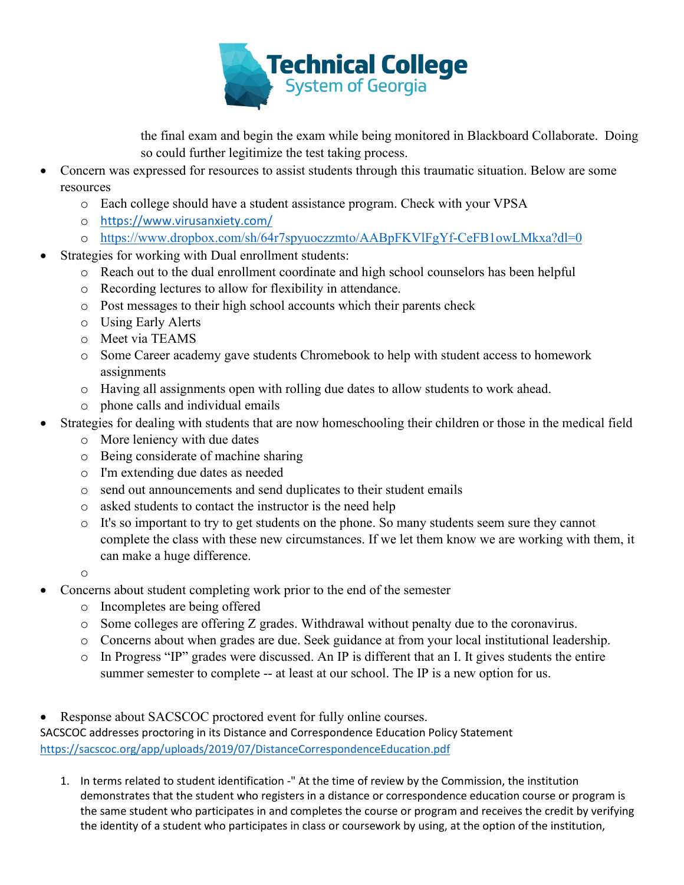the final exam and begin the exam while being monitored in Blackboard Collaborate. Doing so could further legitimize the test taking process.

- Concern was expressed for resources to assist students through this traumatic situation. Below are some resources
  - Each college should have a student assistance program. Check with your VPSA
  - https://www.virusanxiety.com/
  - https://www.dropbox.com/sh/64r7spyuoczzmto/AABpFKVlFgYf-CeFB1owLMkxa?dl=0
- Strategies for working with Dual enrollment students:
  - Reach out to the dual enrollment coordinate and high school counselors has been helpful
  - Recording lectures to allow for flexibility in attendance.
  - Post messages to their high school accounts which their parents check
  - Using Early Alerts
  - Meet via TEAMS
  - Some Career academy gave students Chromebook to help with student access to homework assignments
  - Having all assignments open with rolling due dates to allow students to work ahead.
  - phone calls and individual emails
- Strategies for dealing with students that are now homeschooling their children or those in the medical field
  - More leniency with due dates
  - Being considerate of machine sharing
  - I'm extending due dates as needed
  - send out announcements and send duplicates to their student emails
  - asked students to contact the instructor is the need help
  - It's so important to try to get students on the phone. So many students seem sure they cannot complete the class with these new circumstances. If we let them know we are working with them, it can make a huge difference.
- Concerns about student completing work prior to the end of the semester
  - Incompletes are being offered
  - Some colleges are offering Z grades. Withdrawal without penalty due to the coronavirus.
  - Concerns about when grades are due. Seek guidance at from your local institutional leadership.
  - In Progress "IP" grades were discussed. An IP is different that an I. It gives students the entire summer semester to complete -- at least at our school. The IP is a new option for us.

- Response about SACSCOC proctored event for fully online courses.

SACSCOC addresses proctoring in its Distance and Correspondence Education Policy Statement
https://sacscoc.org/app/uploads/2019/07/DistanceCorrespondenceEducation.pdf

1. In terms related to student identification -" At the time of review by the Commission, the institution demonstrates that the student who registers in a distance or correspondence education course or program is the same student who participates in and completes the course or program and receives the credit by verifying the identity of a student who participates in class or coursework by using, at the option of the institution,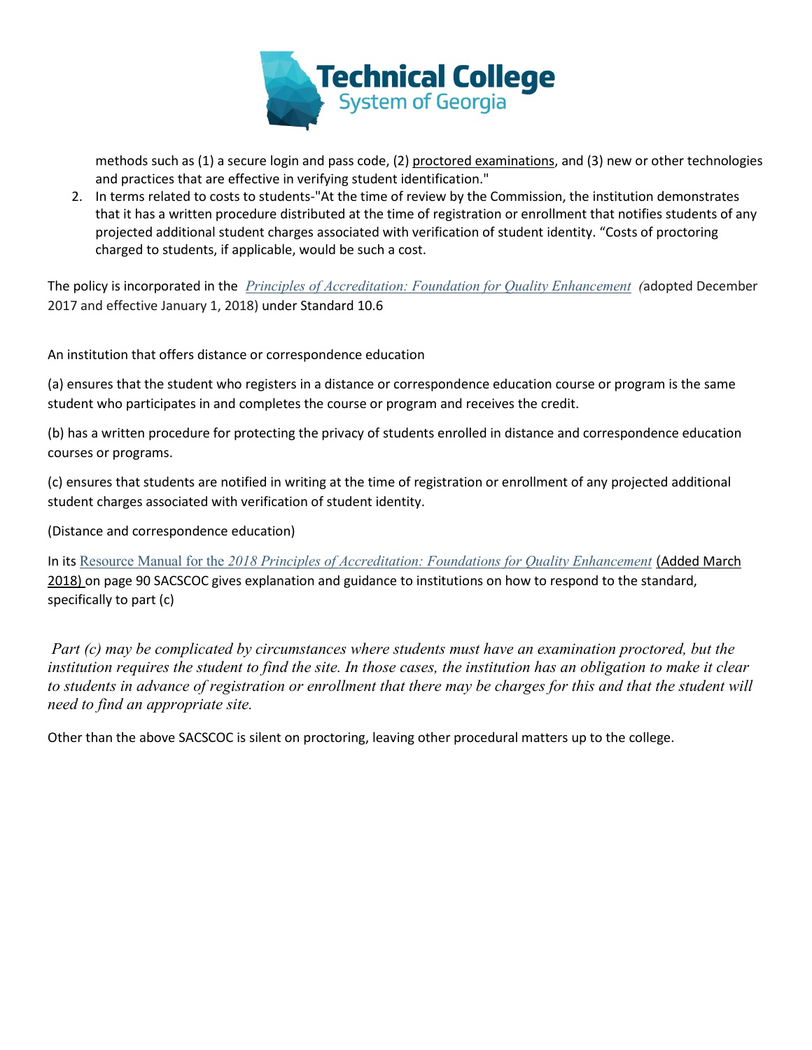methods such as (1) a secure login and pass code, (2) proctored examinations, and (3) new or other technologies and practices that are effective in verifying student identification."

2. In terms related to costs to students-"At the time of review by the Commission, the institution demonstrates that it has a written procedure distributed at the time of registration or enrollment that notifies students of any projected additional student charges associated with verification of student identity. "Costs of proctoring charged to students, if applicable, would be such a cost.

The policy is incorporated in the *Principles of Accreditation: Foundation for Quality Enhancement* (adopted December 2017 and effective January 1, 2018) under Standard 10.6

An institution that offers distance or correspondence education

(a) ensures that the student who registers in a distance or correspondence education course or program is the same student who participates in and completes the course or program and receives the credit.

(b) has a written procedure for protecting the privacy of students enrolled in distance and correspondence education courses or programs.

(c) ensures that students are notified in writing at the time of registration or enrollment of any projected additional student charges associated with verification of student identity.

(Distance and correspondence education)

In its Resource Manual for the *2018 Principles of Accreditation: Foundations for Quality Enhancement* (Added March 2018) on page 90 SACSCOC gives explanation and guidance to institutions on how to respond to the standard, specifically to part (c)

*Part (c) may be complicated by circumstances where students must have an examination proctored, but the institution requires the student to find the site. In those cases, the institution has an obligation to make it clear to students in advance of registration or enrollment that there may be charges for this and that the student will need to find an appropriate site.*

Other than the above SACSCOC is silent on proctoring, leaving other procedural matters up to the college.